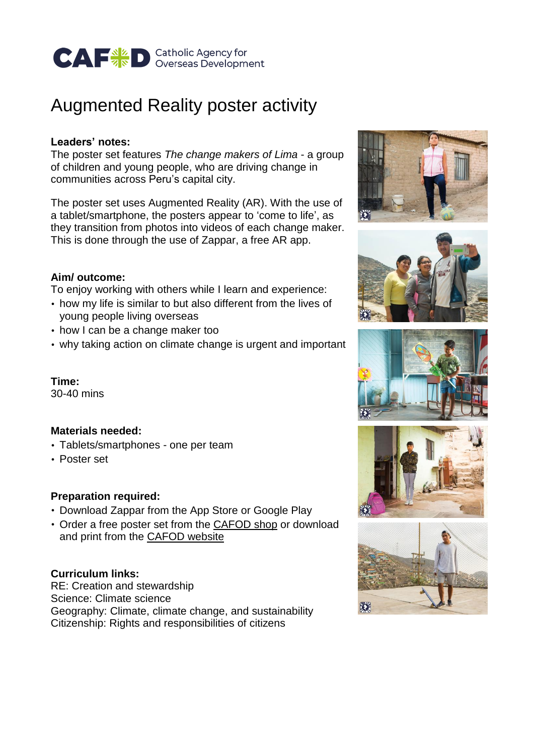CAFOD Catholic Agency for Overseas Development

# Augmented Reality poster activity

**Leaders' notes:**
The poster set features *The change makers of Lima* - a group of children and young people, who are driving change in communities across Peru's capital city.

The poster set uses Augmented Reality (AR). With the use of a tablet/smartphone, the posters appear to 'come to life', as they transition from photos into videos of each change maker. This is done through the use of Zappar, a free AR app.

**Aim/ outcome:**
To enjoy working with others while I learn and experience:

- how my life is similar to but also different from the lives of young people living overseas
- how I can be a change maker too
- why taking action on climate change is urgent and important

**Time:**
30-40 mins

**Materials needed:**

- Tablets/smartphones - one per team
- Poster set

**Preparation required:**

- Download Zappar from the App Store or Google Play
- Order a free poster set from the CAFOD shop or download and print from the CAFOD website

**Curriculum links:**
RE: Creation and stewardship
Science: Climate science
Geography: Climate, climate change, and sustainability
Citizenship: Rights and responsibilities of citizens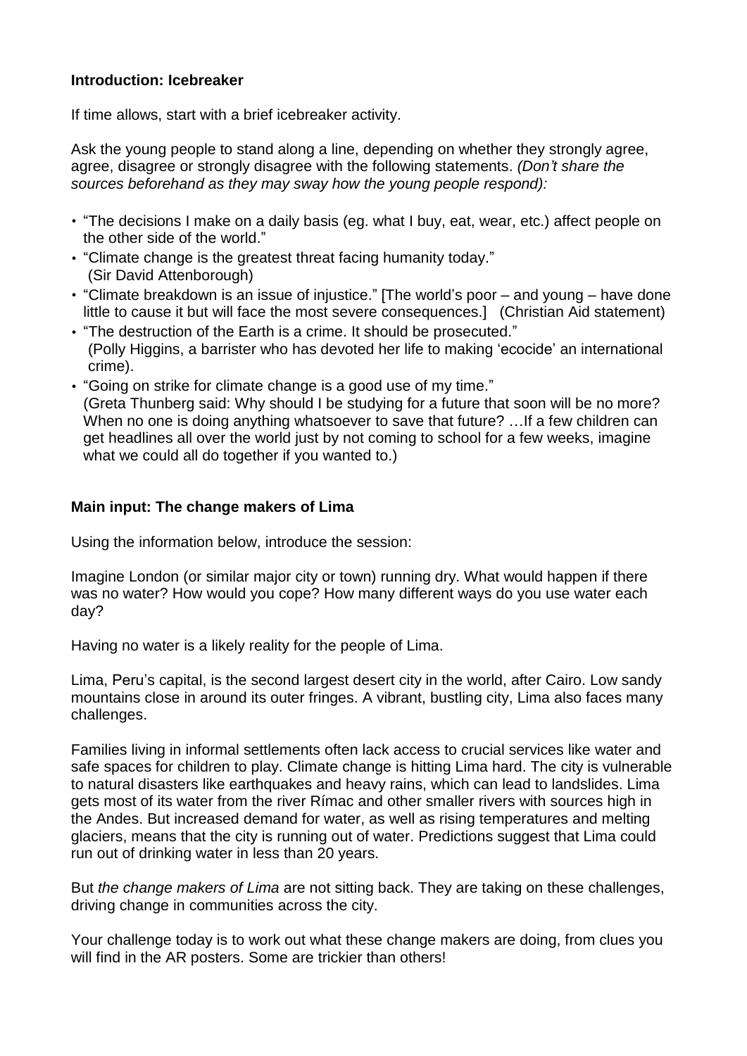**Introduction: Icebreaker**

If time allows, start with a brief icebreaker activity.

Ask the young people to stand along a line, depending on whether they strongly agree, agree, disagree or strongly disagree with the following statements. *(Don't share the sources beforehand as they may sway how the young people respond):*

- "The decisions I make on a daily basis (eg. what I buy, eat, wear, etc.) affect people on the other side of the world."
- "Climate change is the greatest threat facing humanity today." (Sir David Attenborough)
- "Climate breakdown is an issue of injustice." [The world's poor – and young – have done little to cause it but will face the most severe consequences.] (Christian Aid statement)
- "The destruction of the Earth is a crime. It should be prosecuted." (Polly Higgins, a barrister who has devoted her life to making 'ecocide' an international crime).
- "Going on strike for climate change is a good use of my time." (Greta Thunberg said: Why should I be studying for a future that soon will be no more? When no one is doing anything whatsoever to save that future? …If a few children can get headlines all over the world just by not coming to school for a few weeks, imagine what we could all do together if you wanted to.)

**Main input: The change makers of Lima**

Using the information below, introduce the session:

Imagine London (or similar major city or town) running dry. What would happen if there was no water? How would you cope? How many different ways do you use water each day?

Having no water is a likely reality for the people of Lima.

Lima, Peru's capital, is the second largest desert city in the world, after Cairo. Low sandy mountains close in around its outer fringes. A vibrant, bustling city, Lima also faces many challenges.

Families living in informal settlements often lack access to crucial services like water and safe spaces for children to play. Climate change is hitting Lima hard. The city is vulnerable to natural disasters like earthquakes and heavy rains, which can lead to landslides. Lima gets most of its water from the river Rímac and other smaller rivers with sources high in the Andes. But increased demand for water, as well as rising temperatures and melting glaciers, means that the city is running out of water. Predictions suggest that Lima could run out of drinking water in less than 20 years.

But *the change makers of Lima* are not sitting back. They are taking on these challenges, driving change in communities across the city.

Your challenge today is to work out what these change makers are doing, from clues you will find in the AR posters. Some are trickier than others!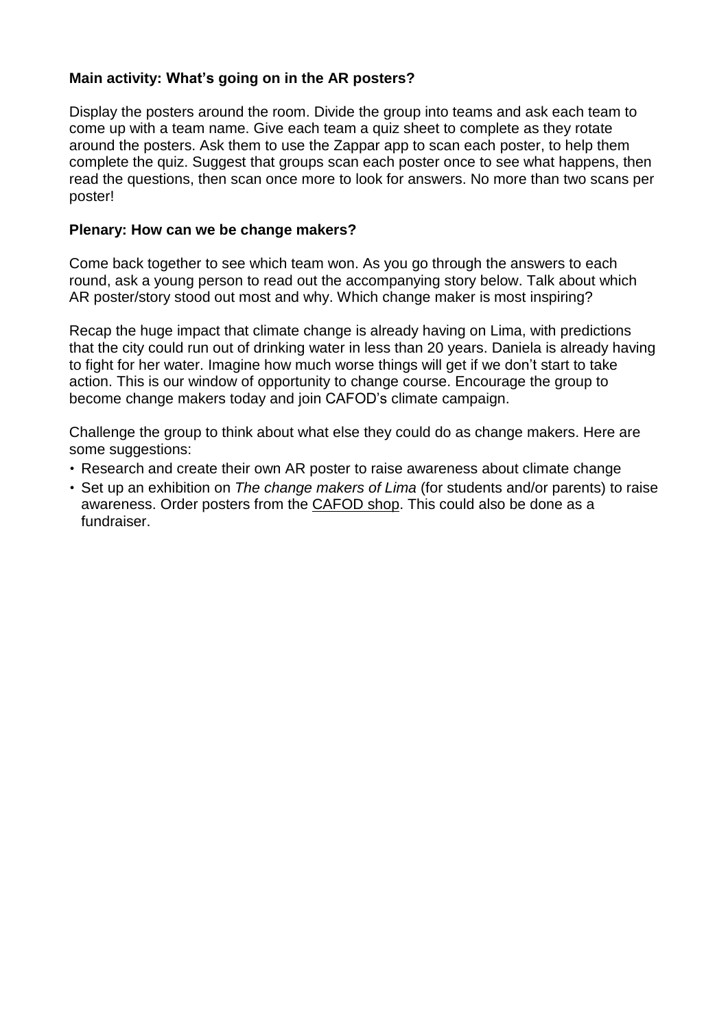**Main activity: What's going on in the AR posters?**

Display the posters around the room. Divide the group into teams and ask each team to come up with a team name. Give each team a quiz sheet to complete as they rotate around the posters. Ask them to use the Zappar app to scan each poster, to help them complete the quiz. Suggest that groups scan each poster once to see what happens, then read the questions, then scan once more to look for answers. No more than two scans per poster!

**Plenary: How can we be change makers?**

Come back together to see which team won. As you go through the answers to each round, ask a young person to read out the accompanying story below. Talk about which AR poster/story stood out most and why. Which change maker is most inspiring?

Recap the huge impact that climate change is already having on Lima, with predictions that the city could run out of drinking water in less than 20 years. Daniela is already having to fight for her water. Imagine how much worse things will get if we don't start to take action. This is our window of opportunity to change course. Encourage the group to become change makers today and join CAFOD's climate campaign.

Challenge the group to think about what else they could do as change makers. Here are some suggestions:

- Research and create their own AR poster to raise awareness about climate change
- Set up an exhibition on *The change makers of Lima* (for students and/or parents) to raise awareness. Order posters from the CAFOD shop. This could also be done as a fundraiser.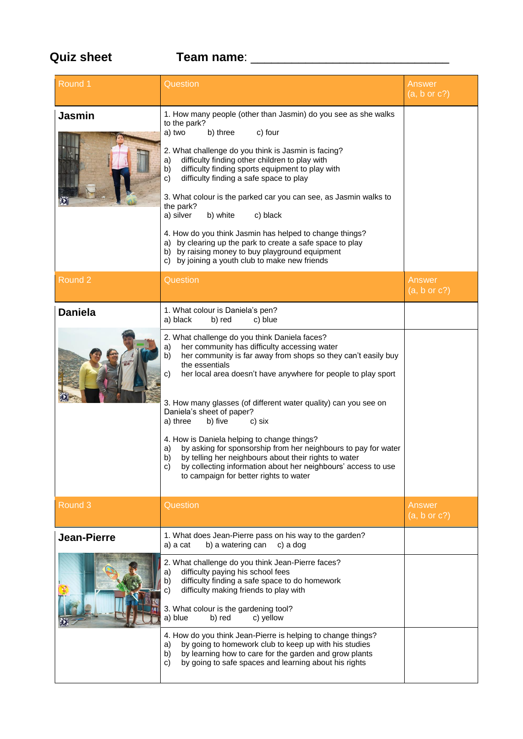**Quiz sheet** **Team name**: ______________________________

| Round 1 | Question | Answer (a, b or c?) |
|---|---|---|
| **Jasmin** | 1. How many people (other than Jasmin) do you see as she walks to the park?<br>a) two b) three c) four<br><br>2. What challenge do you think is Jasmin is facing?<br>a) difficulty finding other children to play with<br>b) difficulty finding sports equipment to play with<br>c) difficulty finding a safe space to play<br><br>3. What colour is the parked car you can see, as Jasmin walks to the park?<br>a) silver b) white c) black<br><br>4. How do you think Jasmin has helped to change things?<br>a) by clearing up the park to create a safe space to play<br>b) by raising money to buy playground equipment<br>c) by joining a youth club to make new friends | |
| **Round 2** | **Question** | **Answer (a, b or c?)** |
| **Daniela** | 1. What colour is Daniela's pen?<br>a) black b) red c) blue | |
| | 2. What challenge do you think Daniela faces?<br>a) her community has difficulty accessing water<br>b) her community is far away from shops so they can't easily buy the essentials<br>c) her local area doesn't have anywhere for people to play sport<br><br>3. How many glasses (of different water quality) can you see on Daniela's sheet of paper?<br>a) three b) five c) six<br><br>4. How is Daniela helping to change things?<br>a) by asking for sponsorship from her neighbours to pay for water<br>b) by telling her neighbours about their rights to water<br>c) by collecting information about her neighbours' access to use to campaign for better rights to water | |
| **Round 3** | **Question** | **Answer (a, b or c?)** |
| **Jean-Pierre** | 1. What does Jean-Pierre pass on his way to the garden?<br>a) a cat b) a watering can c) a dog | |
| | 2. What challenge do you think Jean-Pierre faces?<br>a) difficulty paying his school fees<br>b) difficulty finding a safe space to do homework<br>c) difficulty making friends to play with<br><br>3. What colour is the gardening tool?<br>a) blue b) red c) yellow | |
| | 4. How do you think Jean-Pierre is helping to change things?<br>a) by going to homework club to keep up with his studies<br>b) by learning how to care for the garden and grow plants<br>c) by going to safe spaces and learning about his rights | |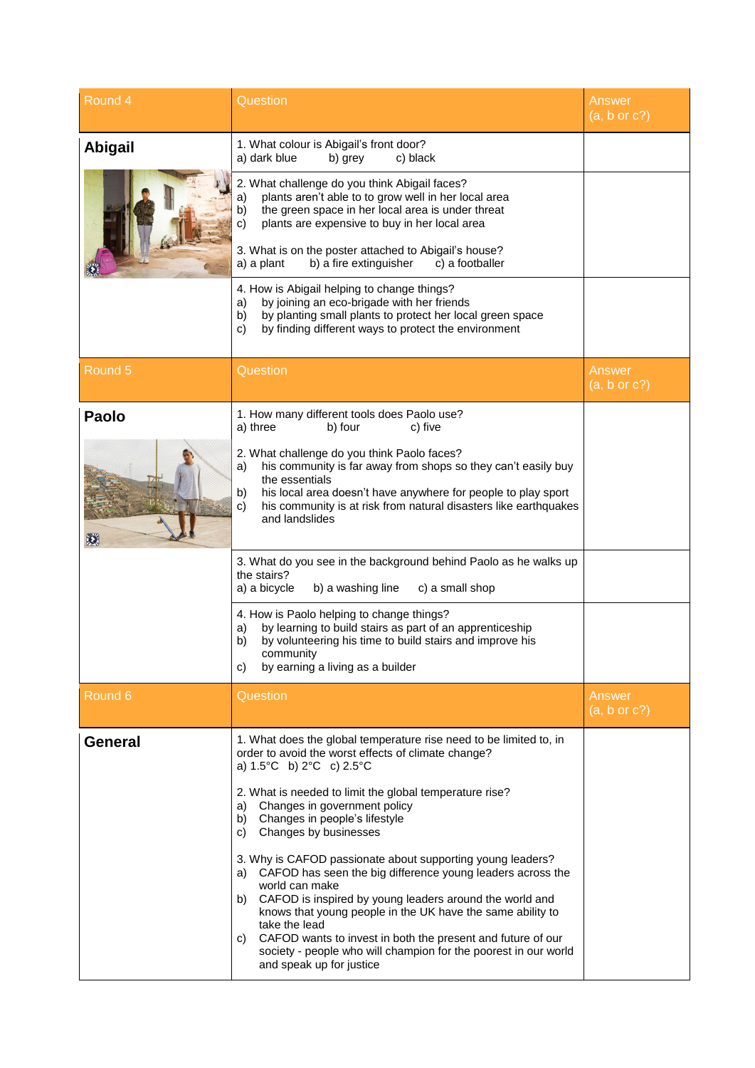| Round 4 | Question | Answer (a, b or c?) |
|---|---|---|
| **Abigail** | 1. What colour is Abigail's front door?<br>a) dark blue b) grey c) black | |
| | 2. What challenge do you think Abigail faces?<br>a) plants aren't able to to grow well in her local area<br>b) the green space in her local area is under threat<br>c) plants are expensive to buy in her local area<br><br>3. What is on the poster attached to Abigail's house?<br>a) a plant b) a fire extinguisher c) a footballer | |
| | 4. How is Abigail helping to change things?<br>a) by joining an eco-brigade with her friends<br>b) by planting small plants to protect her local green space<br>c) by finding different ways to protect the environment | |

| Round 5 | Question | Answer (a, b or c?) |
|---|---|---|
| **Paolo** | 1. How many different tools does Paolo use?<br>a) three b) four c) five<br><br>2. What challenge do you think Paolo faces?<br>a) his community is far away from shops so they can't easily buy the essentials<br>b) his local area doesn't have anywhere for people to play sport<br>c) his community is at risk from natural disasters like earthquakes and landslides | |
| | 3. What do you see in the background behind Paolo as he walks up the stairs?<br>a) a bicycle b) a washing line c) a small shop | |
| | 4. How is Paolo helping to change things?<br>a) by learning to build stairs as part of an apprenticeship<br>b) by volunteering his time to build stairs and improve his community<br>c) by earning a living as a builder | |

| Round 6 | Question | Answer (a, b or c?) |
|---|---|---|
| **General** | 1. What does the global temperature rise need to be limited to, in order to avoid the worst effects of climate change?<br>a) 1.5°C b) 2°C c) 2.5°C<br><br>2. What is needed to limit the global temperature rise?<br>a) Changes in government policy<br>b) Changes in people's lifestyle<br>c) Changes by businesses<br><br>3. Why is CAFOD passionate about supporting young leaders?<br>a) CAFOD has seen the big difference young leaders across the world can make<br>b) CAFOD is inspired by young leaders around the world and knows that young people in the UK have the same ability to take the lead<br>c) CAFOD wants to invest in both the present and future of our society - people who will champion for the poorest in our world and speak up for justice | |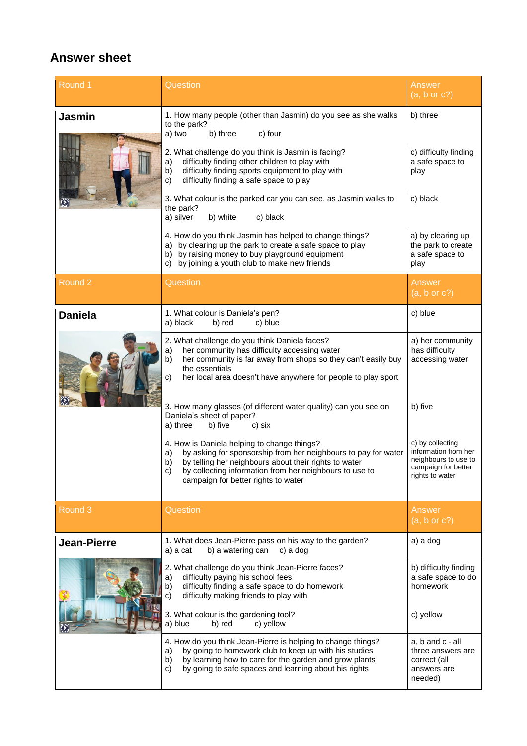## Answer sheet

| Round 1 | Question | Answer (a, b or c?) |
|---|---|---|
| **Jasmin** | 1. How many people (other than Jasmin) do you see as she walks to the park?<br>a) two b) three c) four | b) three |
| | 2. What challenge do you think is Jasmin is facing?<br>a) difficulty finding other children to play with<br>b) difficulty finding sports equipment to play with<br>c) difficulty finding a safe space to play | c) difficulty finding a safe space to play |
| | 3. What colour is the parked car you can see, as Jasmin walks to the park?<br>a) silver b) white c) black | c) black |
| | 4. How do you think Jasmin has helped to change things?<br>a) by clearing up the park to create a safe space to play<br>b) by raising money to buy playground equipment<br>c) by joining a youth club to make new friends | a) by clearing up the park to create a safe space to play |
| **Round 2** | **Question** | **Answer (a, b or c?)** |
| **Daniela** | 1. What colour is Daniela's pen?<br>a) black b) red c) blue | c) blue |
| | 2. What challenge do you think Daniela faces?<br>a) her community has difficulty accessing water<br>b) her community is far away from shops so they can't easily buy the essentials<br>c) her local area doesn't have anywhere for people to play sport | a) her community has difficulty accessing water |
| | 3. How many glasses (of different water quality) can you see on Daniela's sheet of paper?<br>a) three b) five c) six | b) five |
| | 4. How is Daniela helping to change things?<br>a) by asking for sponsorship from her neighbours to pay for water<br>b) by telling her neighbours about their rights to water<br>c) by collecting information from her neighbours to use to campaign for better rights to water | c) by collecting information from her neighbours to use to campaign for better rights to water |
| **Round 3** | **Question** | **Answer (a, b or c?)** |
| **Jean-Pierre** | 1. What does Jean-Pierre pass on his way to the garden?<br>a) a cat b) a watering can c) a dog | a) a dog |
| | 2. What challenge do you think Jean-Pierre faces?<br>a) difficulty paying his school fees<br>b) difficulty finding a safe space to do homework<br>c) difficulty making friends to play with | b) difficulty finding a safe space to do homework |
| | 3. What colour is the gardening tool?<br>a) blue b) red c) yellow | c) yellow |
| | 4. How do you think Jean-Pierre is helping to change things?<br>a) by going to homework club to keep up with his studies<br>b) by learning how to care for the garden and grow plants<br>c) by going to safe spaces and learning about his rights | a, b and c - all three answers are correct (all answers are needed) |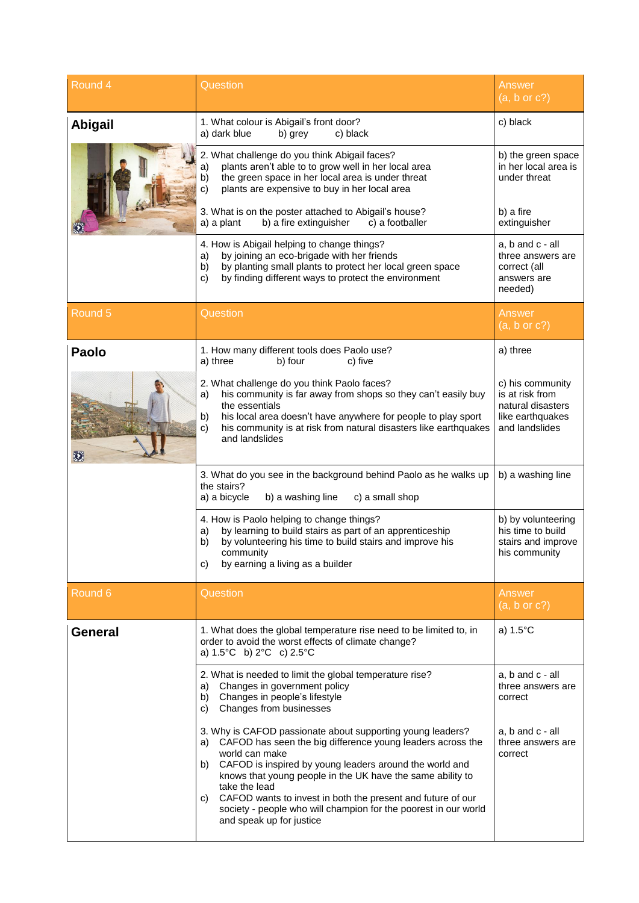| Round 4 | Question | Answer (a, b or c?) |
| --- | --- | --- |
| **Abigail** | 1. What colour is Abigail's front door?<br>a) dark blue b) grey c) black | c) black |
| | 2. What challenge do you think Abigail faces?<br>a) plants aren't able to to grow well in her local area<br>b) the green space in her local area is under threat<br>c) plants are expensive to buy in her local area | b) the green space in her local area is under threat |
| | 3. What is on the poster attached to Abigail's house?<br>a) a plant b) a fire extinguisher c) a footballer | b) a fire extinguisher |
| | 4. How is Abigail helping to change things?<br>a) by joining an eco-brigade with her friends<br>b) by planting small plants to protect her local green space<br>c) by finding different ways to protect the environment | a, b and c - all three answers are correct (all answers are needed) |
| Round 5 | Question | Answer (a, b or c?) |
| **Paolo** | 1. How many different tools does Paolo use?<br>a) three b) four c) five | a) three |
| | 2. What challenge do you think Paolo faces?<br>a) his community is far away from shops so they can't easily buy the essentials<br>b) his local area doesn't have anywhere for people to play sport<br>c) his community is at risk from natural disasters like earthquakes and landslides | c) his community is at risk from natural disasters like earthquakes and landslides |
| | 3. What do you see in the background behind Paolo as he walks up the stairs?<br>a) a bicycle b) a washing line c) a small shop | b) a washing line |
| | 4. How is Paolo helping to change things?<br>a) by learning to build stairs as part of an apprenticeship<br>b) by volunteering his time to build stairs and improve his community<br>c) by earning a living as a builder | b) by volunteering his time to build stairs and improve his community |
| Round 6 | Question | Answer (a, b or c?) |
| **General** | 1. What does the global temperature rise need to be limited to, in order to avoid the worst effects of climate change?<br>a) 1.5°C b) 2°C c) 2.5°C | a) 1.5°C |
| | 2. What is needed to limit the global temperature rise?<br>a) Changes in government policy<br>b) Changes in people's lifestyle<br>c) Changes from businesses | a, b and c - all three answers are correct |
| | 3. Why is CAFOD passionate about supporting young leaders?<br>a) CAFOD has seen the big difference young leaders across the world can make<br>b) CAFOD is inspired by young leaders around the world and knows that young people in the UK have the same ability to take the lead<br>c) CAFOD wants to invest in both the present and future of our society - people who will champion for the poorest in our world and speak up for justice | a, b and c - all three answers are correct |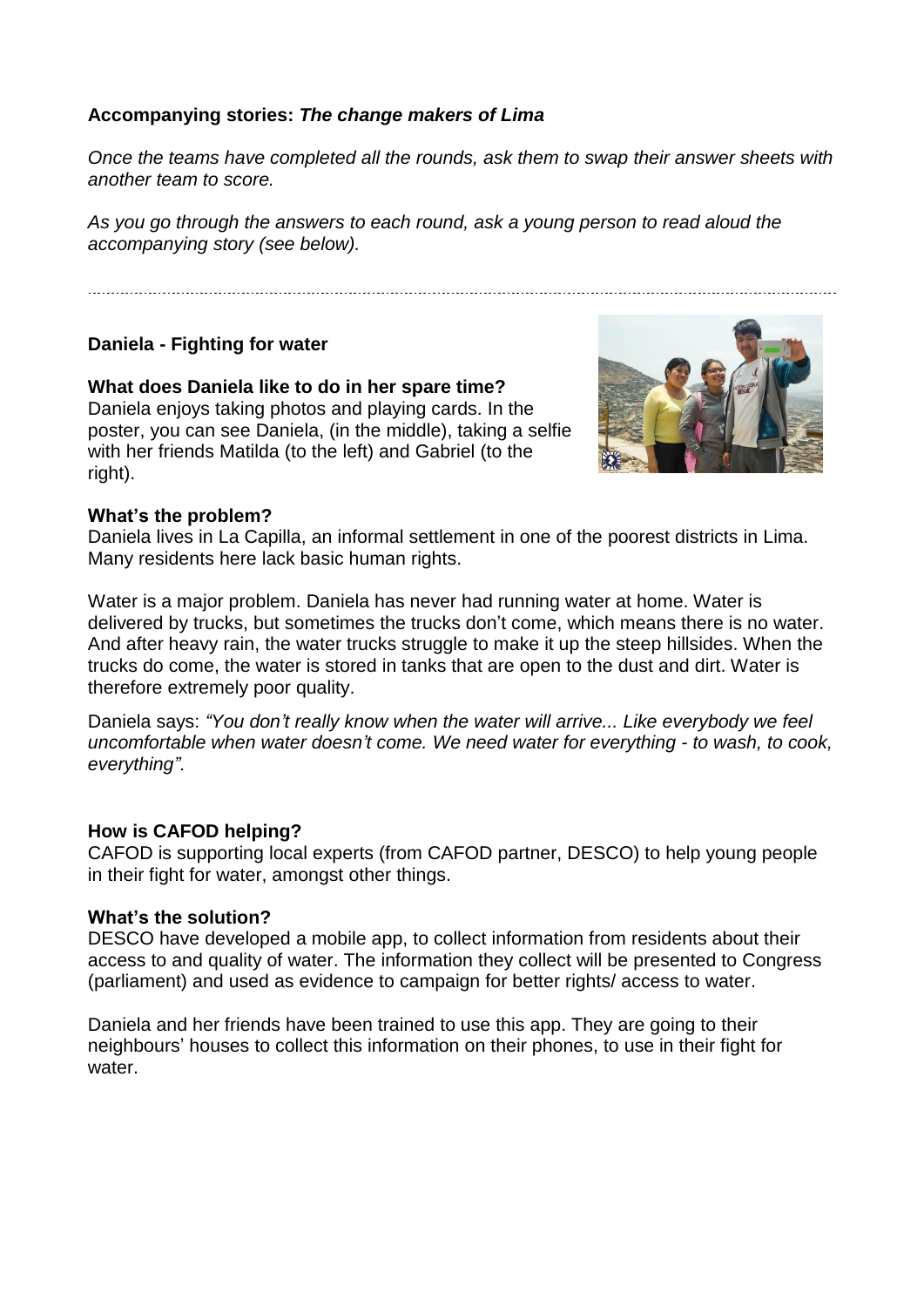**Accompanying stories: *The change makers of Lima***

*Once the teams have completed all the rounds, ask them to swap their answer sheets with another team to score.*

*As you go through the answers to each round, ask a young person to read aloud the accompanying story (see below).*

---

**Daniela - Fighting for water**

**What does Daniela like to do in her spare time?**
Daniela enjoys taking photos and playing cards. In the poster, you can see Daniela, (in the middle), taking a selfie with her friends Matilda (to the left) and Gabriel (to the right).

**What's the problem?**
Daniela lives in La Capilla, an informal settlement in one of the poorest districts in Lima. Many residents here lack basic human rights.

Water is a major problem. Daniela has never had running water at home. Water is delivered by trucks, but sometimes the trucks don't come, which means there is no water. And after heavy rain, the water trucks struggle to make it up the steep hillsides. When the trucks do come, the water is stored in tanks that are open to the dust and dirt. Water is therefore extremely poor quality.

Daniela says: *"You don't really know when the water will arrive... Like everybody we feel uncomfortable when water doesn't come. We need water for everything - to wash, to cook, everything".*

**How is CAFOD helping?**
CAFOD is supporting local experts (from CAFOD partner, DESCO) to help young people in their fight for water, amongst other things.

**What's the solution?**
DESCO have developed a mobile app, to collect information from residents about their access to and quality of water. The information they collect will be presented to Congress (parliament) and used as evidence to campaign for better rights/ access to water.

Daniela and her friends have been trained to use this app. They are going to their neighbours' houses to collect this information on their phones, to use in their fight for water.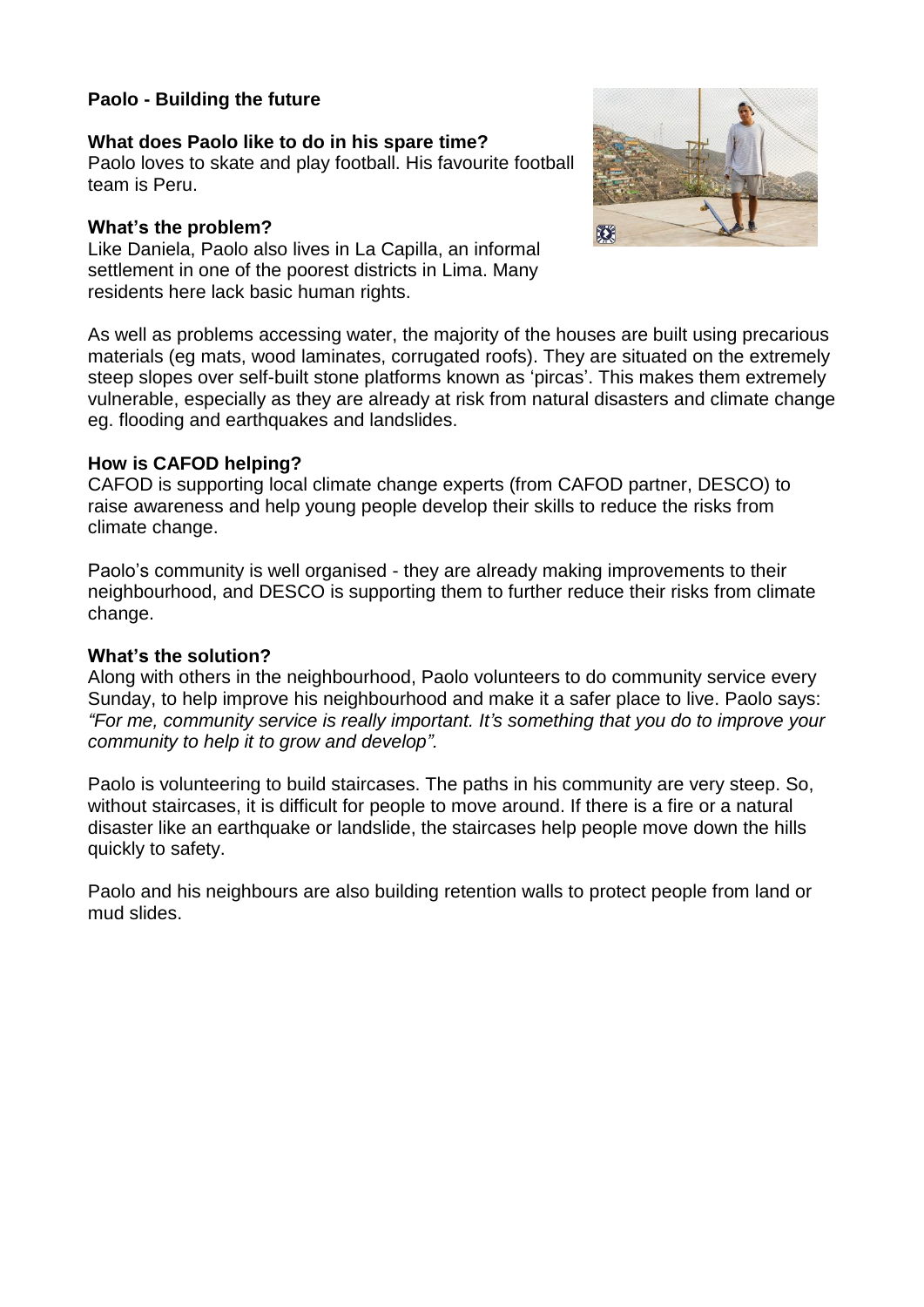**Paolo - Building the future**

**What does Paolo like to do in his spare time?**

Paolo loves to skate and play football. His favourite football team is Peru.

**What's the problem?**

Like Daniela, Paolo also lives in La Capilla, an informal settlement in one of the poorest districts in Lima. Many residents here lack basic human rights.

As well as problems accessing water, the majority of the houses are built using precarious materials (eg mats, wood laminates, corrugated roofs). They are situated on the extremely steep slopes over self-built stone platforms known as 'pircas'. This makes them extremely vulnerable, especially as they are already at risk from natural disasters and climate change eg. flooding and earthquakes and landslides.

**How is CAFOD helping?**

CAFOD is supporting local climate change experts (from CAFOD partner, DESCO) to raise awareness and help young people develop their skills to reduce the risks from climate change.

Paolo's community is well organised - they are already making improvements to their neighbourhood, and DESCO is supporting them to further reduce their risks from climate change.

**What's the solution?**

Along with others in the neighbourhood, Paolo volunteers to do community service every Sunday, to help improve his neighbourhood and make it a safer place to live. Paolo says: *"For me, community service is really important. It's something that you do to improve your community to help it to grow and develop".*

Paolo is volunteering to build staircases. The paths in his community are very steep. So, without staircases, it is difficult for people to move around. If there is a fire or a natural disaster like an earthquake or landslide, the staircases help people move down the hills quickly to safety.

Paolo and his neighbours are also building retention walls to protect people from land or mud slides.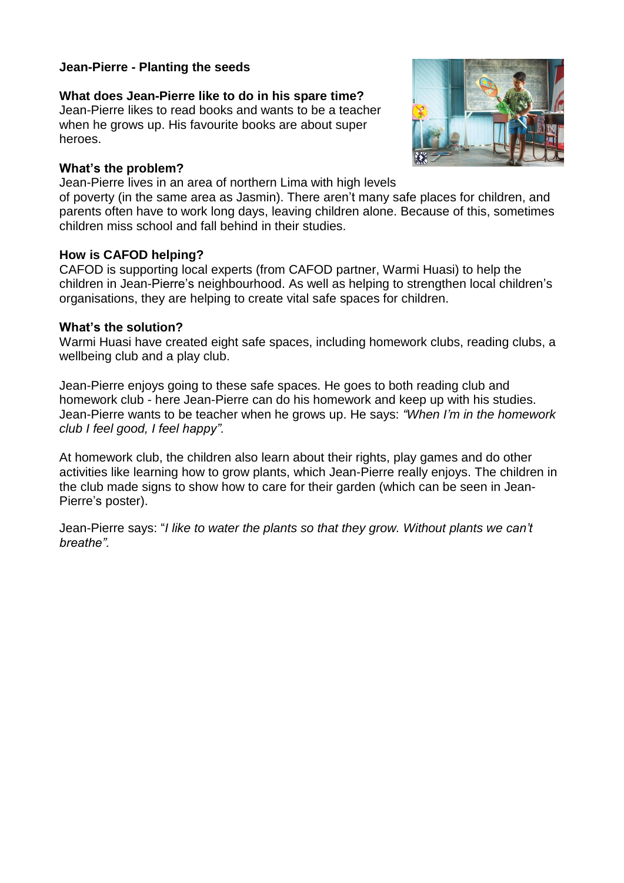**Jean-Pierre - Planting the seeds**

**What does Jean-Pierre like to do in his spare time?**
Jean-Pierre likes to read books and wants to be a teacher when he grows up. His favourite books are about super heroes.

**What's the problem?**
Jean-Pierre lives in an area of northern Lima with high levels of poverty (in the same area as Jasmin). There aren't many safe places for children, and parents often have to work long days, leaving children alone. Because of this, sometimes children miss school and fall behind in their studies.

**How is CAFOD helping?**
CAFOD is supporting local experts (from CAFOD partner, Warmi Huasi) to help the children in Jean-Pierre's neighbourhood. As well as helping to strengthen local children's organisations, they are helping to create vital safe spaces for children.

**What's the solution?**
Warmi Huasi have created eight safe spaces, including homework clubs, reading clubs, a wellbeing club and a play club.

Jean-Pierre enjoys going to these safe spaces. He goes to both reading club and homework club - here Jean-Pierre can do his homework and keep up with his studies. Jean-Pierre wants to be teacher when he grows up. He says: *"When I'm in the homework club I feel good, I feel happy".*

At homework club, the children also learn about their rights, play games and do other activities like learning how to grow plants, which Jean-Pierre really enjoys. The children in the club made signs to show how to care for their garden (which can be seen in Jean-Pierre's poster).

Jean-Pierre says: "*I like to water the plants so that they grow. Without plants we can't breathe".*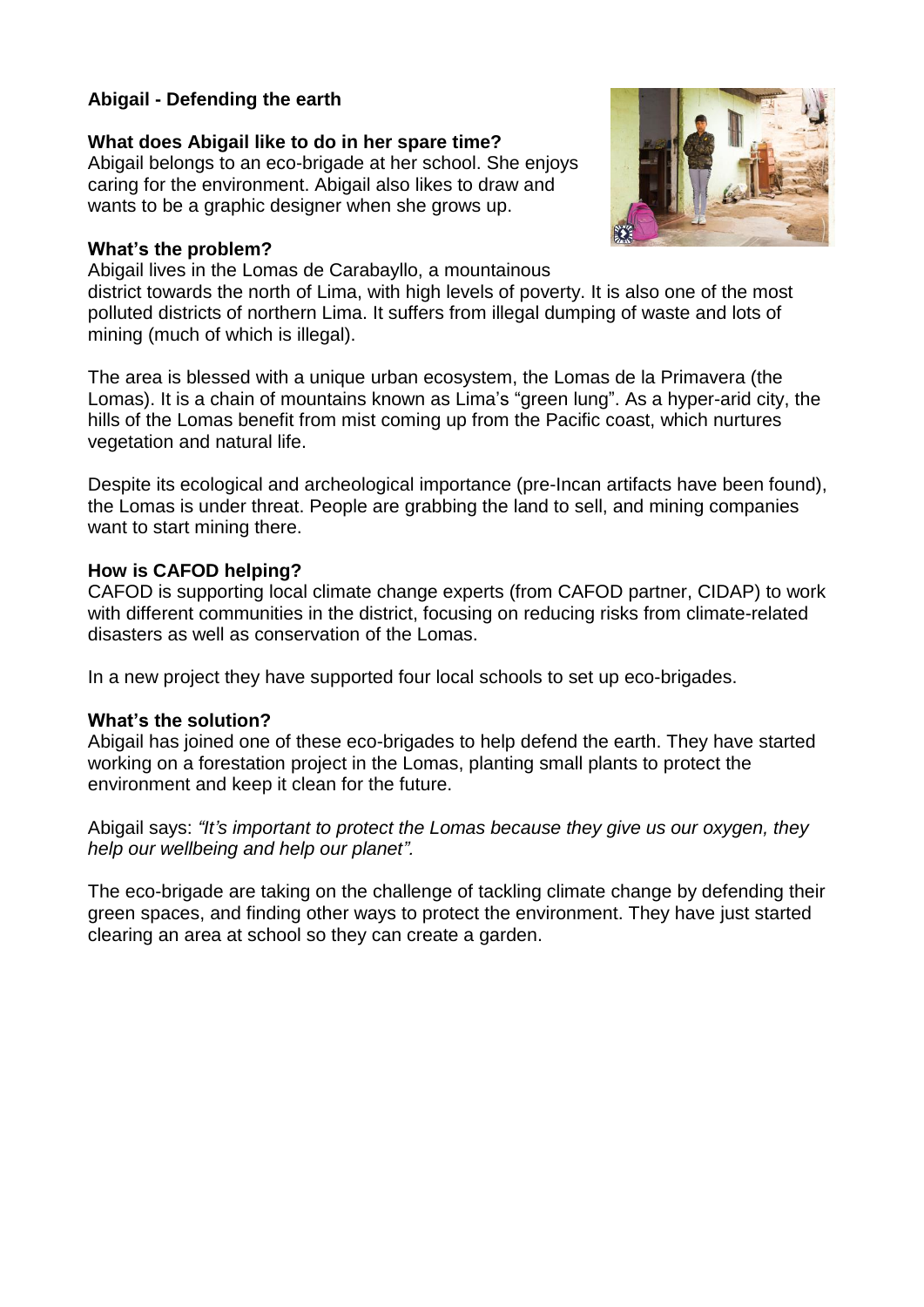**Abigail - Defending the earth**

**What does Abigail like to do in her spare time?**

Abigail belongs to an eco-brigade at her school. She enjoys caring for the environment. Abigail also likes to draw and wants to be a graphic designer when she grows up.

**What's the problem?**

Abigail lives in the Lomas de Carabayllo, a mountainous district towards the north of Lima, with high levels of poverty. It is also one of the most polluted districts of northern Lima. It suffers from illegal dumping of waste and lots of mining (much of which is illegal).

The area is blessed with a unique urban ecosystem, the Lomas de la Primavera (the Lomas). It is a chain of mountains known as Lima's "green lung". As a hyper-arid city, the hills of the Lomas benefit from mist coming up from the Pacific coast, which nurtures vegetation and natural life.

Despite its ecological and archeological importance (pre-Incan artifacts have been found), the Lomas is under threat. People are grabbing the land to sell, and mining companies want to start mining there.

**How is CAFOD helping?**

CAFOD is supporting local climate change experts (from CAFOD partner, CIDAP) to work with different communities in the district, focusing on reducing risks from climate-related disasters as well as conservation of the Lomas.

In a new project they have supported four local schools to set up eco-brigades.

**What's the solution?**

Abigail has joined one of these eco-brigades to help defend the earth. They have started working on a forestation project in the Lomas, planting small plants to protect the environment and keep it clean for the future.

Abigail says: *"It's important to protect the Lomas because they give us our oxygen, they help our wellbeing and help our planet".*

The eco-brigade are taking on the challenge of tackling climate change by defending their green spaces, and finding other ways to protect the environment. They have just started clearing an area at school so they can create a garden.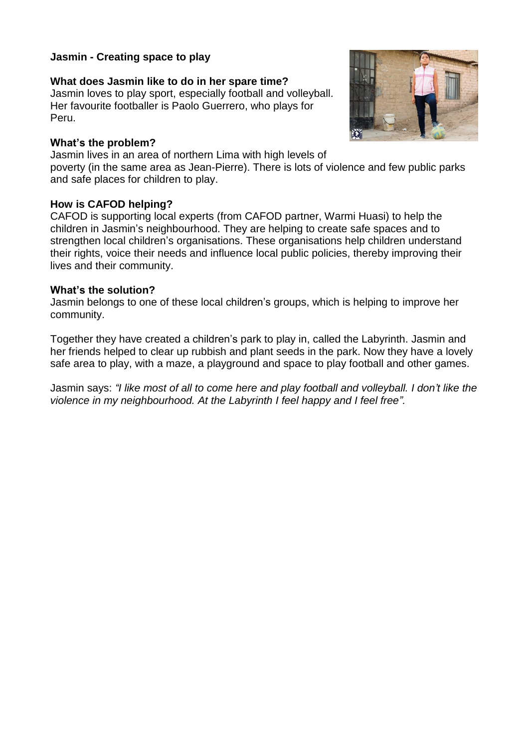**Jasmin - Creating space to play**

**What does Jasmin like to do in her spare time?**
Jasmin loves to play sport, especially football and volleyball. Her favourite footballer is Paolo Guerrero, who plays for Peru.

**What's the problem?**
Jasmin lives in an area of northern Lima with high levels of poverty (in the same area as Jean-Pierre). There is lots of violence and few public parks and safe places for children to play.

**How is CAFOD helping?**
CAFOD is supporting local experts (from CAFOD partner, Warmi Huasi) to help the children in Jasmin's neighbourhood. They are helping to create safe spaces and to strengthen local children's organisations. These organisations help children understand their rights, voice their needs and influence local public policies, thereby improving their lives and their community.

**What's the solution?**
Jasmin belongs to one of these local children's groups, which is helping to improve her community.

Together they have created a children's park to play in, called the Labyrinth. Jasmin and her friends helped to clear up rubbish and plant seeds in the park. Now they have a lovely safe area to play, with a maze, a playground and space to play football and other games.

Jasmin says: *"I like most of all to come here and play football and volleyball. I don't like the violence in my neighbourhood. At the Labyrinth I feel happy and I feel free".*